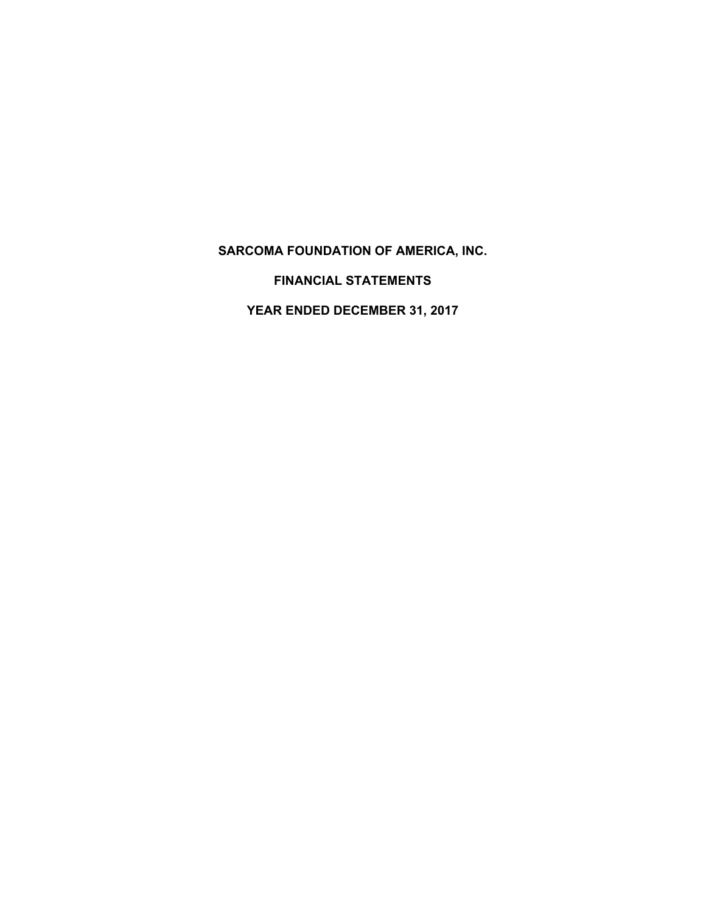# SARCOMA FOUNDATION OF AMERICA, INC.

## FINANCIAL STATEMENTS

## YEAR ENDED DECEMBER 31, 2017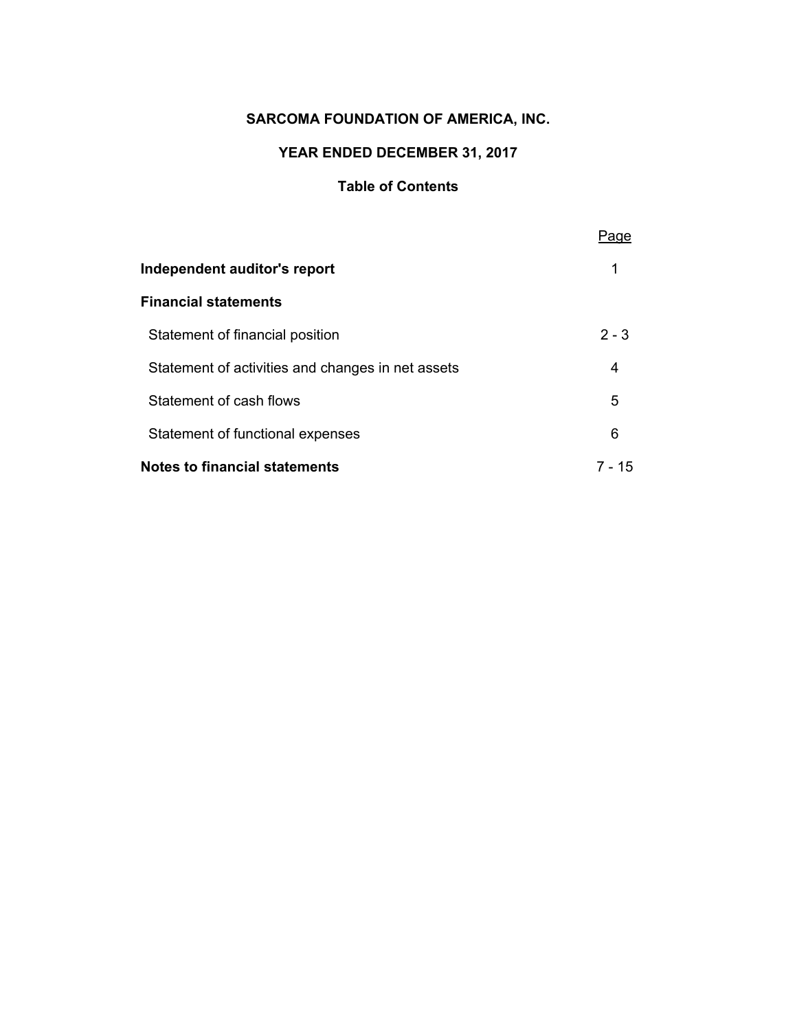**SARCOMA FOUNDATION OF AMERICA, INC.**

**YEAR ENDED DECEMBER 31, 2017**

**Table of Contents**

| | Page |
|---|---|
| **Independent auditor's report** | 1 |
| **Financial statements** | |
| Statement of financial position | 2 - 3 |
| Statement of activities and changes in net assets | 4 |
| Statement of cash flows | 5 |
| Statement of functional expenses | 6 |
| **Notes to financial statements** | 7 - 15 |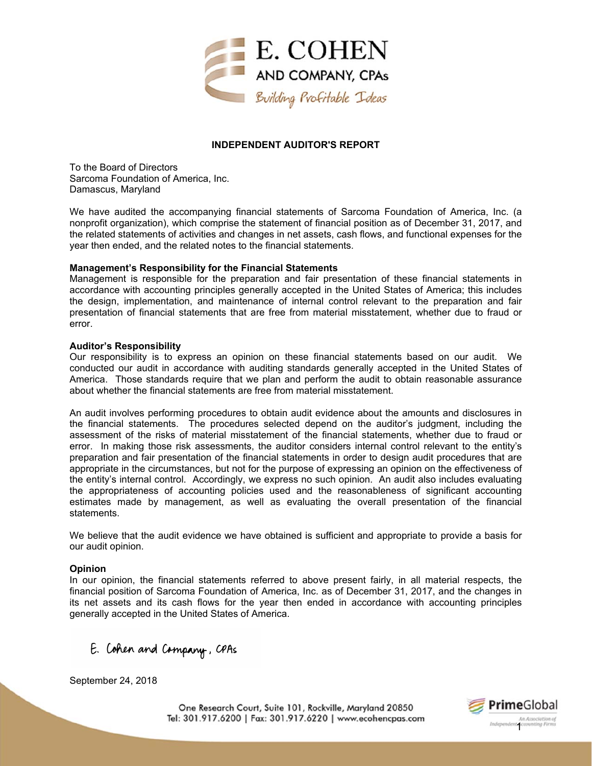E. COHEN
AND COMPANY, CPAs
Building Profitable Ideas

## INDEPENDENT AUDITOR'S REPORT

To the Board of Directors
Sarcoma Foundation of America, Inc.
Damascus, Maryland

We have audited the accompanying financial statements of Sarcoma Foundation of America, Inc. (a nonprofit organization), which comprise the statement of financial position as of December 31, 2017, and the related statements of activities and changes in net assets, cash flows, and functional expenses for the year then ended, and the related notes to the financial statements.

**Management's Responsibility for the Financial Statements**
Management is responsible for the preparation and fair presentation of these financial statements in accordance with accounting principles generally accepted in the United States of America; this includes the design, implementation, and maintenance of internal control relevant to the preparation and fair presentation of financial statements that are free from material misstatement, whether due to fraud or error.

**Auditor's Responsibility**
Our responsibility is to express an opinion on these financial statements based on our audit. We conducted our audit in accordance with auditing standards generally accepted in the United States of America. Those standards require that we plan and perform the audit to obtain reasonable assurance about whether the financial statements are free from material misstatement.

An audit involves performing procedures to obtain audit evidence about the amounts and disclosures in the financial statements. The procedures selected depend on the auditor's judgment, including the assessment of the risks of material misstatement of the financial statements, whether due to fraud or error. In making those risk assessments, the auditor considers internal control relevant to the entity's preparation and fair presentation of the financial statements in order to design audit procedures that are appropriate in the circumstances, but not for the purpose of expressing an opinion on the effectiveness of the entity's internal control. Accordingly, we express no such opinion. An audit also includes evaluating the appropriateness of accounting policies used and the reasonableness of significant accounting estimates made by management, as well as evaluating the overall presentation of the financial statements.

We believe that the audit evidence we have obtained is sufficient and appropriate to provide a basis for our audit opinion.

**Opinion**
In our opinion, the financial statements referred to above present fairly, in all material respects, the financial position of Sarcoma Foundation of America, Inc. as of December 31, 2017, and the changes in its net assets and its cash flows for the year then ended in accordance with accounting principles generally accepted in the United States of America.

E. Cohen and Company, CPAs

September 24, 2018

One Research Court, Suite 101, Rockville, Maryland 20850
Tel: 301.917.6200 | Fax: 301.917.6220 | www.ecohencpas.com

PrimeGlobal
An Association of Independent Accounting Firms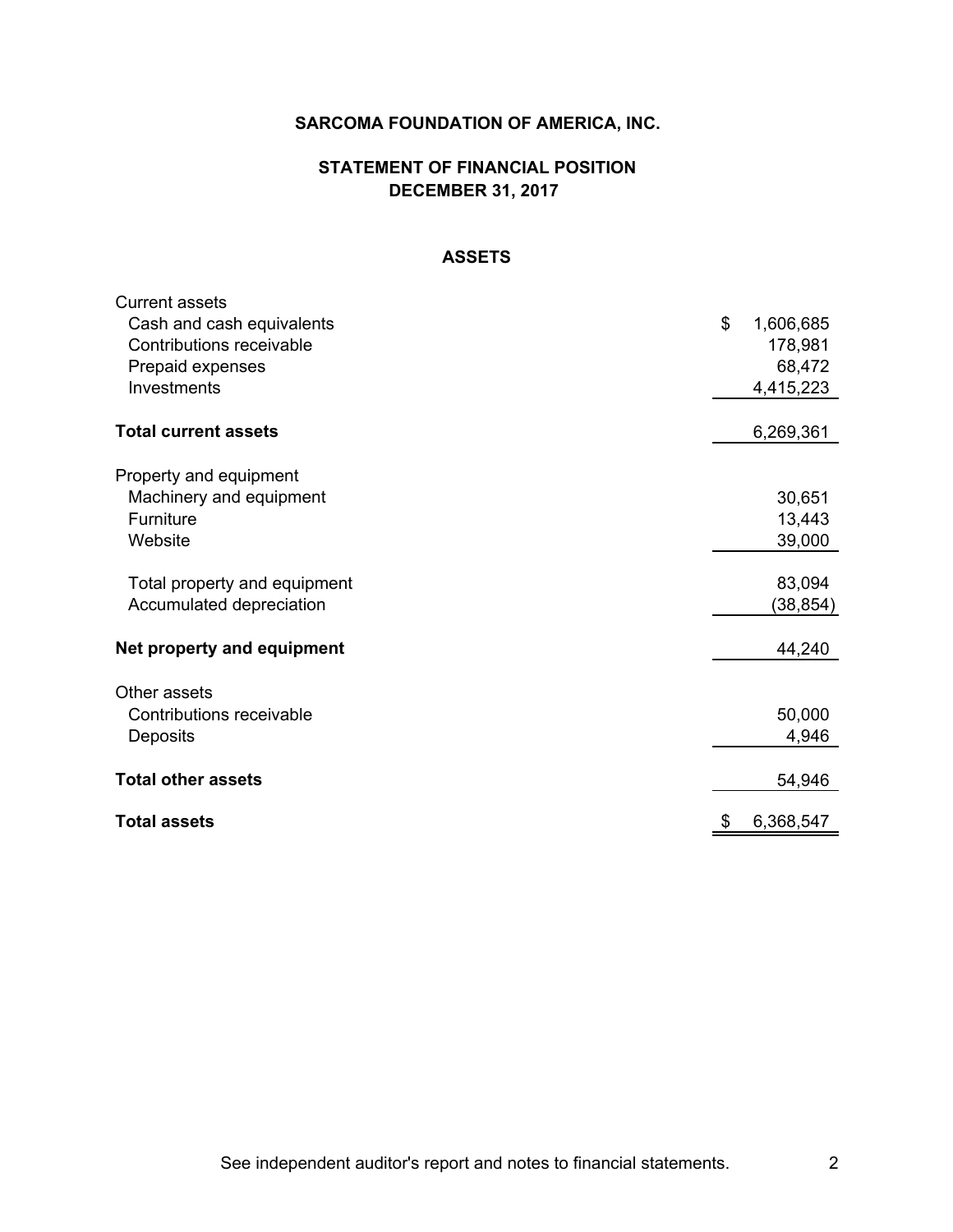# SARCOMA FOUNDATION OF AMERICA, INC.

## STATEMENT OF FINANCIAL POSITION
## DECEMBER 31, 2017

### ASSETS

| | |
|---|---|
| Current assets | |
| Cash and cash equivalents | $ 1,606,685 |
| Contributions receivable | 178,981 |
| Prepaid expenses | 68,472 |
| Investments | 4,415,223 |
| **Total current assets** | 6,269,361 |
| Property and equipment | |
| Machinery and equipment | 30,651 |
| Furniture | 13,443 |
| Website | 39,000 |
| Total property and equipment | 83,094 |
| Accumulated depreciation | (38,854) |
| **Net property and equipment** | 44,240 |
| Other assets | |
| Contributions receivable | 50,000 |
| Deposits | 4,946 |
| **Total other assets** | 54,946 |
| **Total assets** | $ 6,368,547 |

See independent auditor's report and notes to financial statements.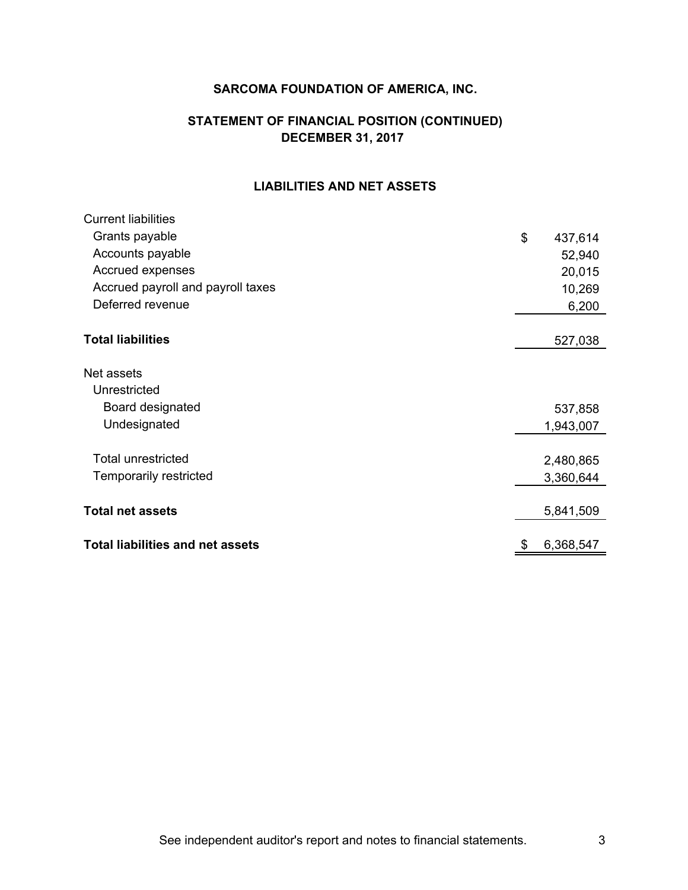**SARCOMA FOUNDATION OF AMERICA, INC.**

**STATEMENT OF FINANCIAL POSITION (CONTINUED)**
**DECEMBER 31, 2017**

**LIABILITIES AND NET ASSETS**

| | |
|---|---|
| Current liabilities | |
| Grants payable | $ 437,614 |
| Accounts payable | 52,940 |
| Accrued expenses | 20,015 |
| Accrued payroll and payroll taxes | 10,269 |
| Deferred revenue | 6,200 |
| **Total liabilities** | 527,038 |
| Net assets | |
| Unrestricted | |
| Board designated | 537,858 |
| Undesignated | 1,943,007 |
| Total unrestricted | 2,480,865 |
| Temporarily restricted | 3,360,644 |
| **Total net assets** | 5,841,509 |
| **Total liabilities and net assets** | $ 6,368,547 |

See independent auditor's report and notes to financial statements.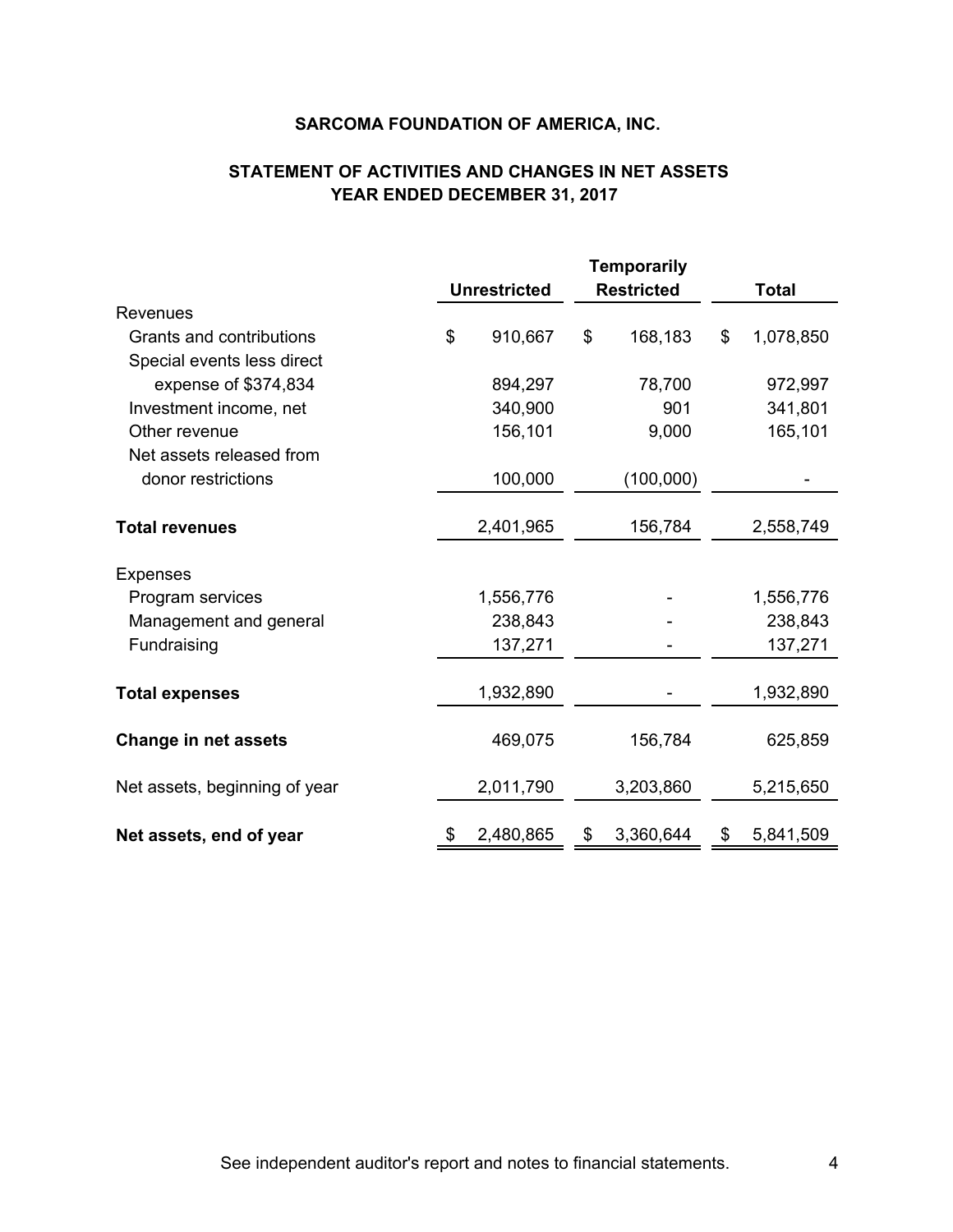**SARCOMA FOUNDATION OF AMERICA, INC.**

**STATEMENT OF ACTIVITIES AND CHANGES IN NET ASSETS**
**YEAR ENDED DECEMBER 31, 2017**

| | Unrestricted | Temporarily Restricted | Total |
|---|---|---|---|
| Revenues | | | |
| Grants and contributions | $ 910,667 | $ 168,183 | $ 1,078,850 |
| Special events less direct expense of $374,834 | 894,297 | 78,700 | 972,997 |
| Investment income, net | 340,900 | 901 | 341,801 |
| Other revenue | 156,101 | 9,000 | 165,101 |
| Net assets released from donor restrictions | 100,000 | (100,000) | - |
| **Total revenues** | 2,401,965 | 156,784 | 2,558,749 |
| Expenses | | | |
| Program services | 1,556,776 | - | 1,556,776 |
| Management and general | 238,843 | - | 238,843 |
| Fundraising | 137,271 | - | 137,271 |
| **Total expenses** | 1,932,890 | - | 1,932,890 |
| **Change in net assets** | 469,075 | 156,784 | 625,859 |
| Net assets, beginning of year | 2,011,790 | 3,203,860 | 5,215,650 |
| **Net assets, end of year** | $ 2,480,865 | $ 3,360,644 | $ 5,841,509 |

See independent auditor's report and notes to financial statements.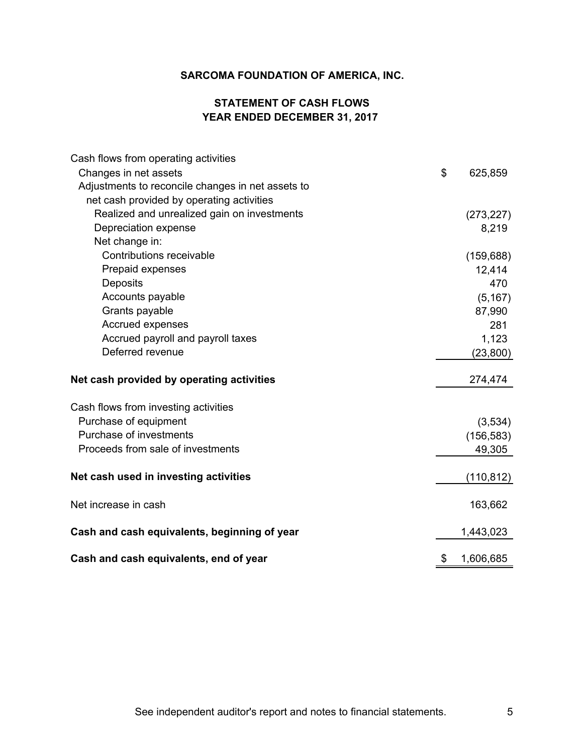**SARCOMA FOUNDATION OF AMERICA, INC.**

**STATEMENT OF CASH FLOWS**
**YEAR ENDED DECEMBER 31, 2017**

| | |
|---|---|
| Cash flows from operating activities | |
| Changes in net assets | $ 625,859 |
| Adjustments to reconcile changes in net assets to net cash provided by operating activities | |
| Realized and unrealized gain on investments | (273,227) |
| Depreciation expense | 8,219 |
| Net change in: | |
| Contributions receivable | (159,688) |
| Prepaid expenses | 12,414 |
| Deposits | 470 |
| Accounts payable | (5,167) |
| Grants payable | 87,990 |
| Accrued expenses | 281 |
| Accrued payroll and payroll taxes | 1,123 |
| Deferred revenue | (23,800) |
| **Net cash provided by operating activities** | 274,474 |
| Cash flows from investing activities | |
| Purchase of equipment | (3,534) |
| Purchase of investments | (156,583) |
| Proceeds from sale of investments | 49,305 |
| **Net cash used in investing activities** | (110,812) |
| Net increase in cash | 163,662 |
| **Cash and cash equivalents, beginning of year** | 1,443,023 |
| **Cash and cash equivalents, end of year** | $ 1,606,685 |

See independent auditor's report and notes to financial statements.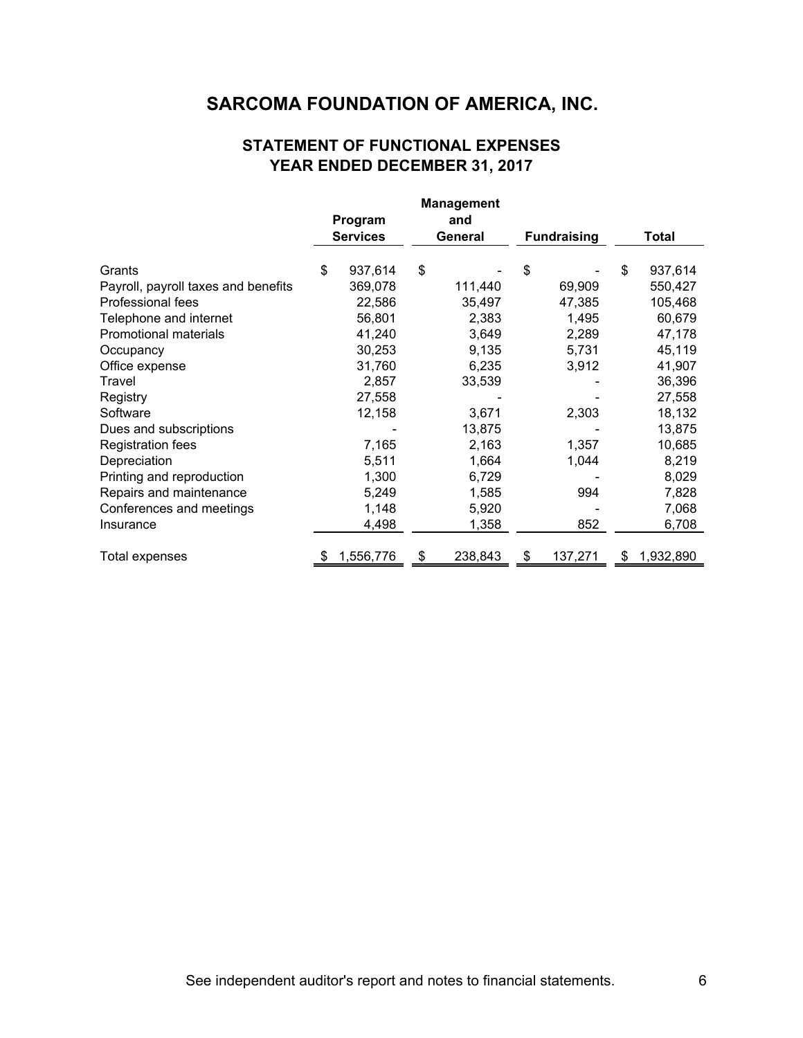# SARCOMA FOUNDATION OF AMERICA, INC.

## STATEMENT OF FUNCTIONAL EXPENSES
## YEAR ENDED DECEMBER 31, 2017

| | Program Services | Management and General | Fundraising | Total |
|---|---|---|---|---|
| Grants | $ 937,614 | $ - | $ - | $ 937,614 |
| Payroll, payroll taxes and benefits | 369,078 | 111,440 | 69,909 | 550,427 |
| Professional fees | 22,586 | 35,497 | 47,385 | 105,468 |
| Telephone and internet | 56,801 | 2,383 | 1,495 | 60,679 |
| Promotional materials | 41,240 | 3,649 | 2,289 | 47,178 |
| Occupancy | 30,253 | 9,135 | 5,731 | 45,119 |
| Office expense | 31,760 | 6,235 | 3,912 | 41,907 |
| Travel | 2,857 | 33,539 | - | 36,396 |
| Registry | 27,558 | - | - | 27,558 |
| Software | 12,158 | 3,671 | 2,303 | 18,132 |
| Dues and subscriptions | - | 13,875 | - | 13,875 |
| Registration fees | 7,165 | 2,163 | 1,357 | 10,685 |
| Depreciation | 5,511 | 1,664 | 1,044 | 8,219 |
| Printing and reproduction | 1,300 | 6,729 | - | 8,029 |
| Repairs and maintenance | 5,249 | 1,585 | 994 | 7,828 |
| Conferences and meetings | 1,148 | 5,920 | - | 7,068 |
| Insurance | 4,498 | 1,358 | 852 | 6,708 |
| Total expenses | $ 1,556,776 | $ 238,843 | $ 137,271 | $ 1,932,890 |

See independent auditor's report and notes to financial statements.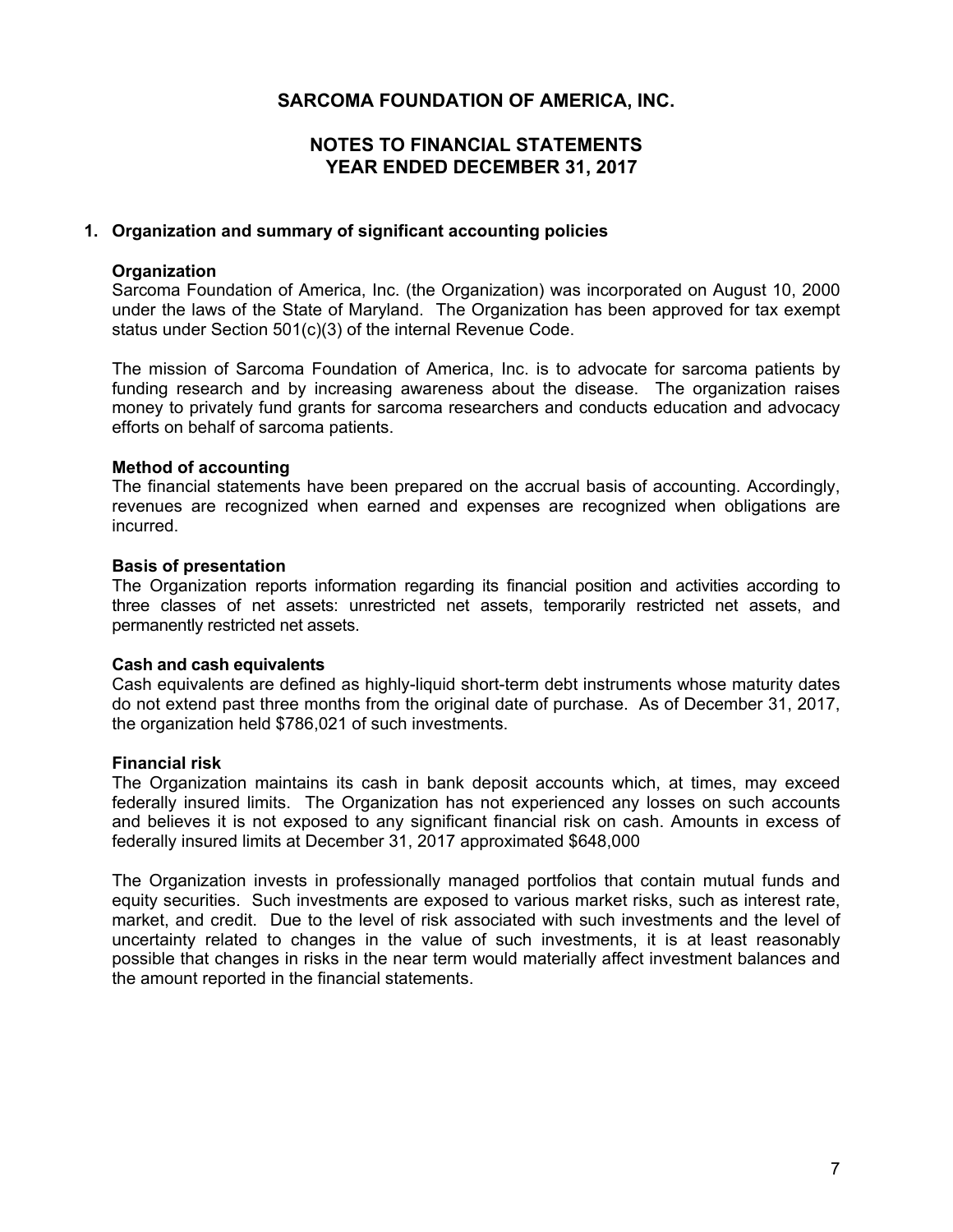# SARCOMA FOUNDATION OF AMERICA, INC.

## NOTES TO FINANCIAL STATEMENTS
## YEAR ENDED DECEMBER 31, 2017

### 1. Organization and summary of significant accounting policies

**Organization**

Sarcoma Foundation of America, Inc. (the Organization) was incorporated on August 10, 2000 under the laws of the State of Maryland. The Organization has been approved for tax exempt status under Section 501(c)(3) of the internal Revenue Code.

The mission of Sarcoma Foundation of America, Inc. is to advocate for sarcoma patients by funding research and by increasing awareness about the disease. The organization raises money to privately fund grants for sarcoma researchers and conducts education and advocacy efforts on behalf of sarcoma patients.

**Method of accounting**

The financial statements have been prepared on the accrual basis of accounting. Accordingly, revenues are recognized when earned and expenses are recognized when obligations are incurred.

**Basis of presentation**

The Organization reports information regarding its financial position and activities according to three classes of net assets: unrestricted net assets, temporarily restricted net assets, and permanently restricted net assets.

**Cash and cash equivalents**

Cash equivalents are defined as highly-liquid short-term debt instruments whose maturity dates do not extend past three months from the original date of purchase. As of December 31, 2017, the organization held $786,021 of such investments.

**Financial risk**

The Organization maintains its cash in bank deposit accounts which, at times, may exceed federally insured limits. The Organization has not experienced any losses on such accounts and believes it is not exposed to any significant financial risk on cash. Amounts in excess of federally insured limits at December 31, 2017 approximated $648,000

The Organization invests in professionally managed portfolios that contain mutual funds and equity securities. Such investments are exposed to various market risks, such as interest rate, market, and credit. Due to the level of risk associated with such investments and the level of uncertainty related to changes in the value of such investments, it is at least reasonably possible that changes in risks in the near term would materially affect investment balances and the amount reported in the financial statements.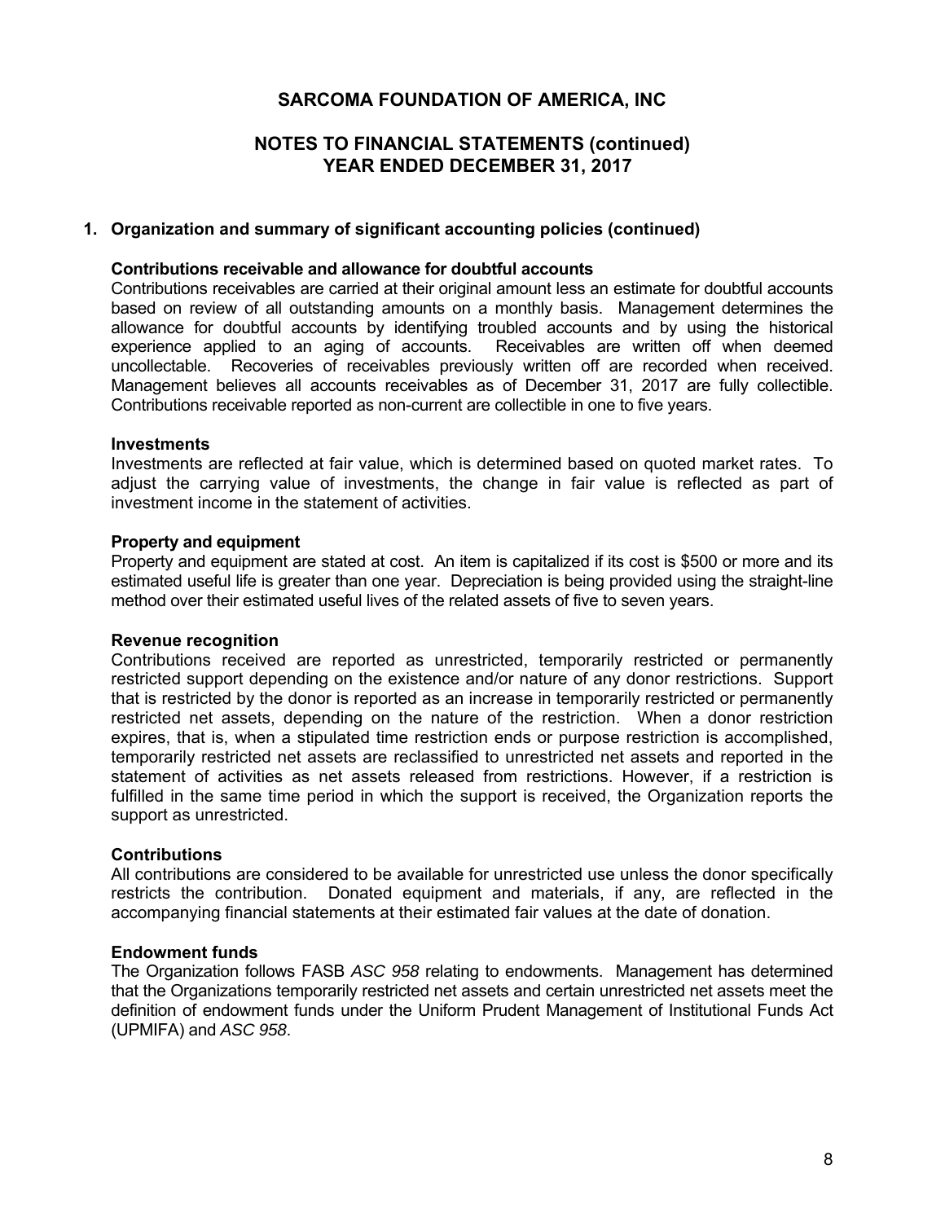# SARCOMA FOUNDATION OF AMERICA, INC

## NOTES TO FINANCIAL STATEMENTS (continued)
## YEAR ENDED DECEMBER 31, 2017

### 1. Organization and summary of significant accounting policies (continued)

**Contributions receivable and allowance for doubtful accounts**

Contributions receivables are carried at their original amount less an estimate for doubtful accounts based on review of all outstanding amounts on a monthly basis. Management determines the allowance for doubtful accounts by identifying troubled accounts and by using the historical experience applied to an aging of accounts. Receivables are written off when deemed uncollectable. Recoveries of receivables previously written off are recorded when received. Management believes all accounts receivables as of December 31, 2017 are fully collectible. Contributions receivable reported as non-current are collectible in one to five years.

**Investments**

Investments are reflected at fair value, which is determined based on quoted market rates. To adjust the carrying value of investments, the change in fair value is reflected as part of investment income in the statement of activities.

**Property and equipment**

Property and equipment are stated at cost. An item is capitalized if its cost is $500 or more and its estimated useful life is greater than one year. Depreciation is being provided using the straight-line method over their estimated useful lives of the related assets of five to seven years.

**Revenue recognition**

Contributions received are reported as unrestricted, temporarily restricted or permanently restricted support depending on the existence and/or nature of any donor restrictions. Support that is restricted by the donor is reported as an increase in temporarily restricted or permanently restricted net assets, depending on the nature of the restriction. When a donor restriction expires, that is, when a stipulated time restriction ends or purpose restriction is accomplished, temporarily restricted net assets are reclassified to unrestricted net assets and reported in the statement of activities as net assets released from restrictions. However, if a restriction is fulfilled in the same time period in which the support is received, the Organization reports the support as unrestricted.

**Contributions**

All contributions are considered to be available for unrestricted use unless the donor specifically restricts the contribution. Donated equipment and materials, if any, are reflected in the accompanying financial statements at their estimated fair values at the date of donation.

**Endowment funds**

The Organization follows FASB *ASC 958* relating to endowments. Management has determined that the Organizations temporarily restricted net assets and certain unrestricted net assets meet the definition of endowment funds under the Uniform Prudent Management of Institutional Funds Act (UPMIFA) and *ASC 958*.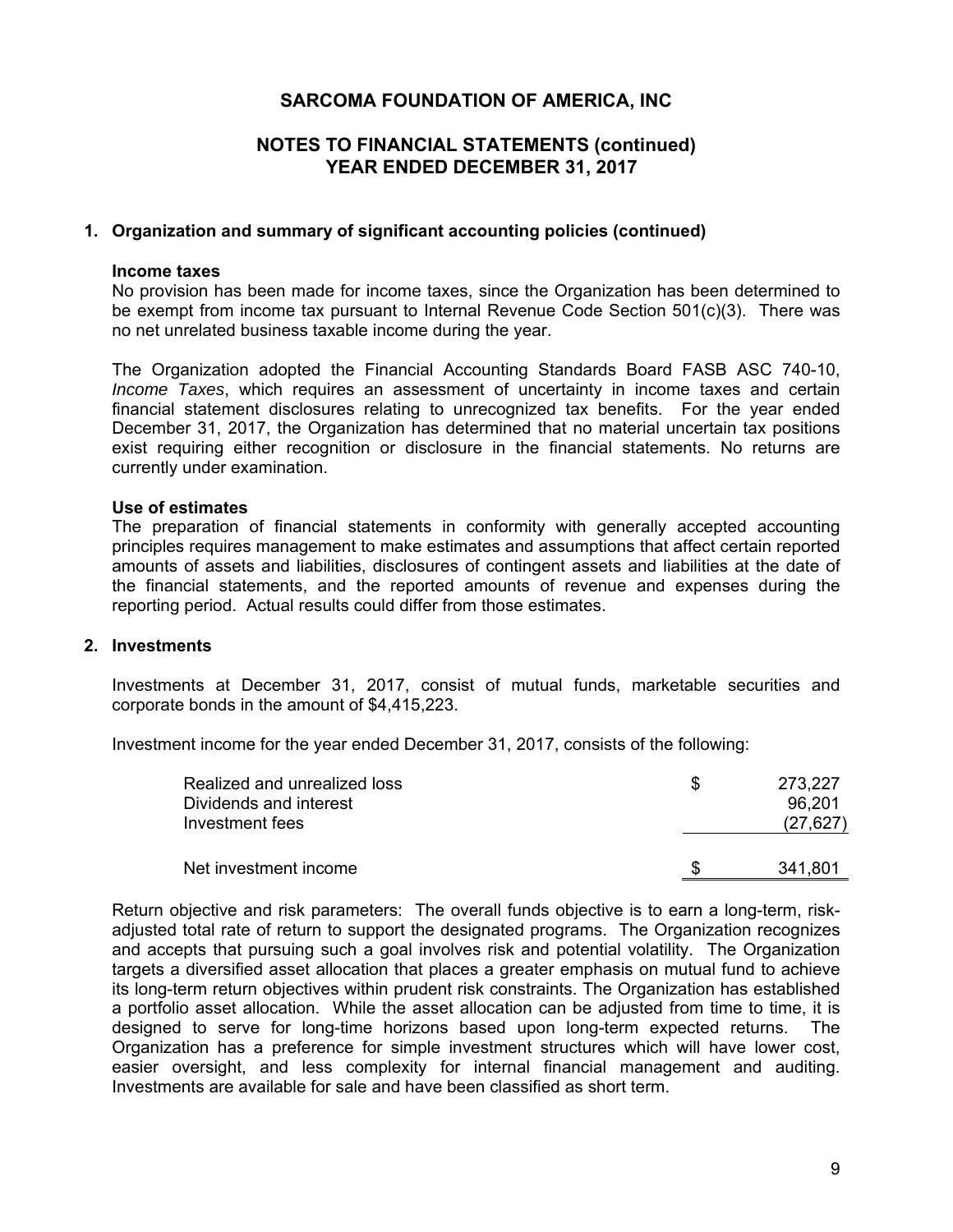# SARCOMA FOUNDATION OF AMERICA, INC

## NOTES TO FINANCIAL STATEMENTS (continued)
## YEAR ENDED DECEMBER 31, 2017

### 1. Organization and summary of significant accounting policies (continued)

**Income taxes**
No provision has been made for income taxes, since the Organization has been determined to be exempt from income tax pursuant to Internal Revenue Code Section 501(c)(3). There was no net unrelated business taxable income during the year.

The Organization adopted the Financial Accounting Standards Board FASB ASC 740-10, *Income Taxes*, which requires an assessment of uncertainty in income taxes and certain financial statement disclosures relating to unrecognized tax benefits. For the year ended December 31, 2017, the Organization has determined that no material uncertain tax positions exist requiring either recognition or disclosure in the financial statements. No returns are currently under examination.

**Use of estimates**
The preparation of financial statements in conformity with generally accepted accounting principles requires management to make estimates and assumptions that affect certain reported amounts of assets and liabilities, disclosures of contingent assets and liabilities at the date of the financial statements, and the reported amounts of revenue and expenses during the reporting period. Actual results could differ from those estimates.

### 2. Investments

Investments at December 31, 2017, consist of mutual funds, marketable securities and corporate bonds in the amount of $4,415,223.

Investment income for the year ended December 31, 2017, consists of the following:

| | | |
|---|---|---|
| Realized and unrealized loss | $ | 273,227 |
| Dividends and interest | | 96,201 |
| Investment fees | | (27,627) |
| Net investment income | $ | 341,801 |

Return objective and risk parameters: The overall funds objective is to earn a long-term, risk-adjusted total rate of return to support the designated programs. The Organization recognizes and accepts that pursuing such a goal involves risk and potential volatility. The Organization targets a diversified asset allocation that places a greater emphasis on mutual fund to achieve its long-term return objectives within prudent risk constraints. The Organization has established a portfolio asset allocation. While the asset allocation can be adjusted from time to time, it is designed to serve for long-time horizons based upon long-term expected returns. The Organization has a preference for simple investment structures which will have lower cost, easier oversight, and less complexity for internal financial management and auditing. Investments are available for sale and have been classified as short term.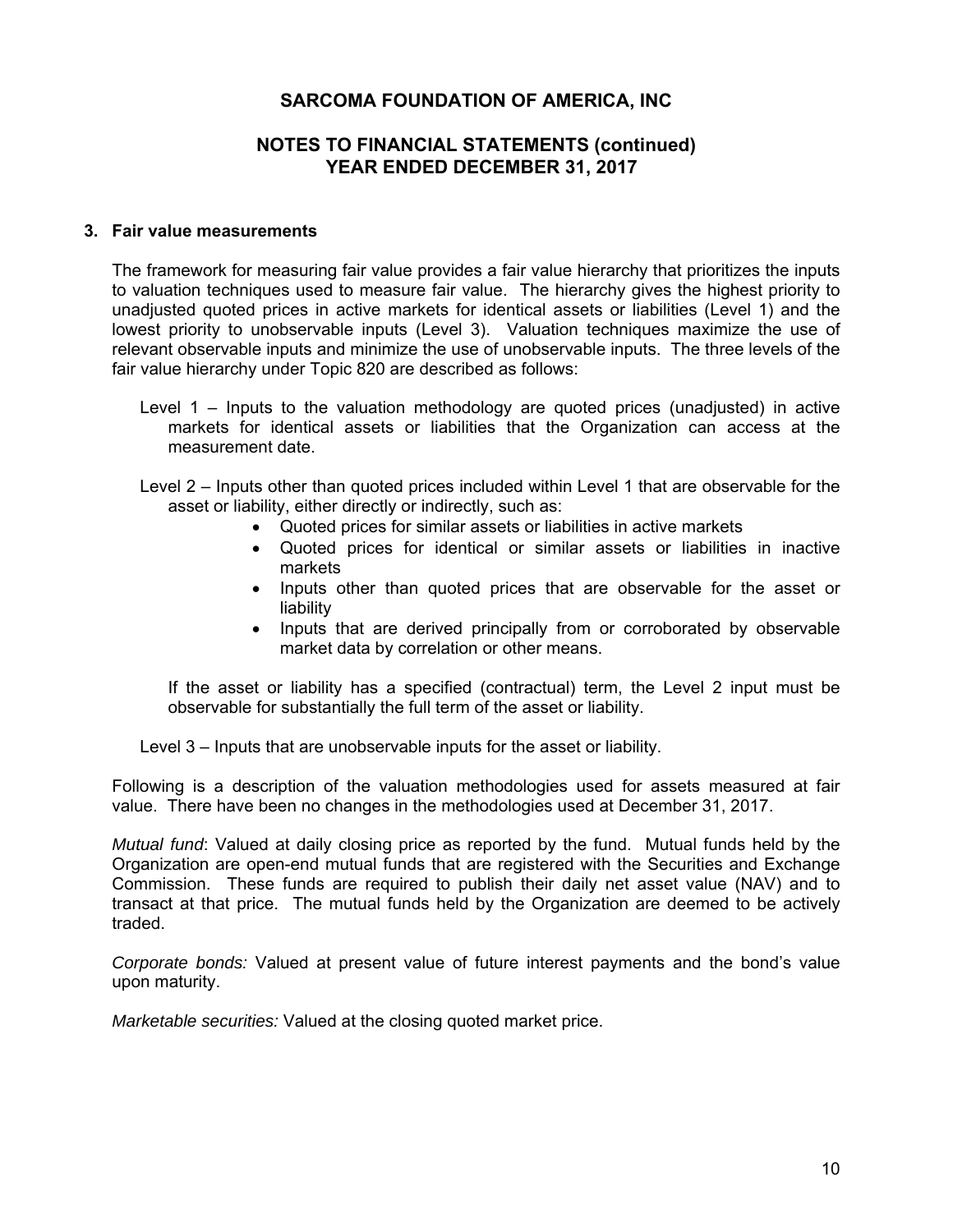# SARCOMA FOUNDATION OF AMERICA, INC

## NOTES TO FINANCIAL STATEMENTS (continued)
## YEAR ENDED DECEMBER 31, 2017

### 3. Fair value measurements

The framework for measuring fair value provides a fair value hierarchy that prioritizes the inputs to valuation techniques used to measure fair value. The hierarchy gives the highest priority to unadjusted quoted prices in active markets for identical assets or liabilities (Level 1) and the lowest priority to unobservable inputs (Level 3). Valuation techniques maximize the use of relevant observable inputs and minimize the use of unobservable inputs. The three levels of the fair value hierarchy under Topic 820 are described as follows:

Level 1 – Inputs to the valuation methodology are quoted prices (unadjusted) in active markets for identical assets or liabilities that the Organization can access at the measurement date.

Level 2 – Inputs other than quoted prices included within Level 1 that are observable for the asset or liability, either directly or indirectly, such as:

- Quoted prices for similar assets or liabilities in active markets
- Quoted prices for identical or similar assets or liabilities in inactive markets
- Inputs other than quoted prices that are observable for the asset or liability
- Inputs that are derived principally from or corroborated by observable market data by correlation or other means.

If the asset or liability has a specified (contractual) term, the Level 2 input must be observable for substantially the full term of the asset or liability.

Level 3 – Inputs that are unobservable inputs for the asset or liability.

Following is a description of the valuation methodologies used for assets measured at fair value. There have been no changes in the methodologies used at December 31, 2017.

*Mutual fund*: Valued at daily closing price as reported by the fund. Mutual funds held by the Organization are open-end mutual funds that are registered with the Securities and Exchange Commission. These funds are required to publish their daily net asset value (NAV) and to transact at that price. The mutual funds held by the Organization are deemed to be actively traded.

*Corporate bonds:* Valued at present value of future interest payments and the bond's value upon maturity.

*Marketable securities:* Valued at the closing quoted market price.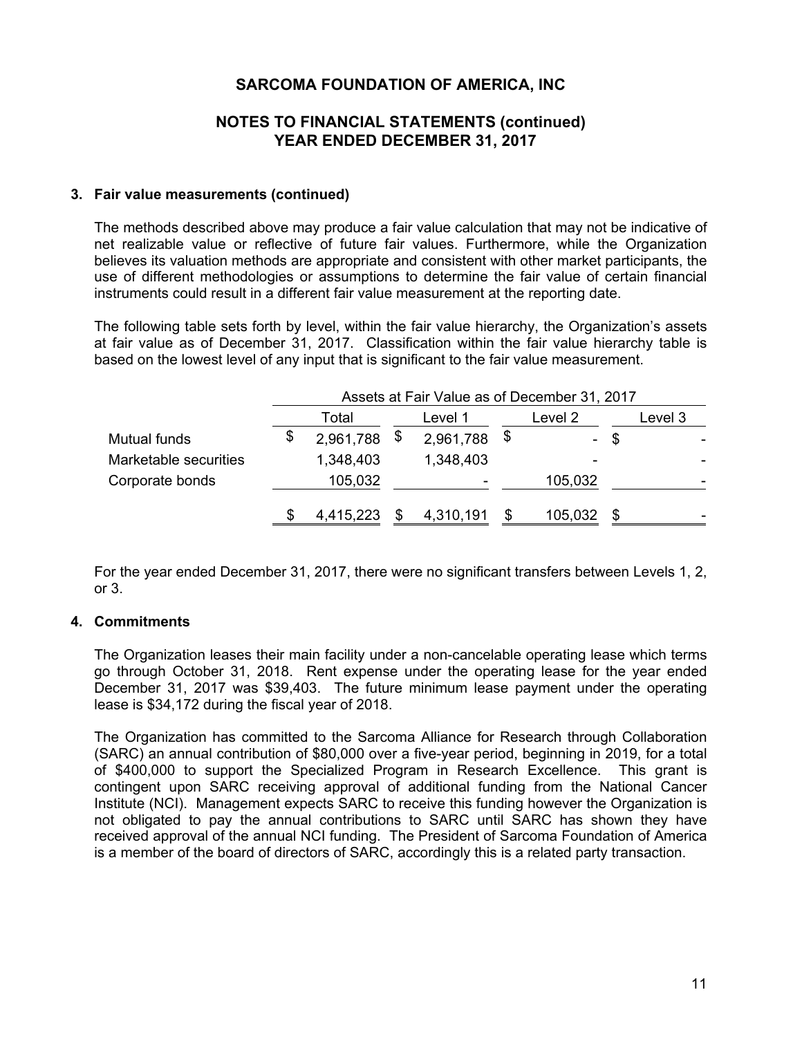# SARCOMA FOUNDATION OF AMERICA, INC

## NOTES TO FINANCIAL STATEMENTS (continued)
## YEAR ENDED DECEMBER 31, 2017

**3. Fair value measurements (continued)**

The methods described above may produce a fair value calculation that may not be indicative of net realizable value or reflective of future fair values. Furthermore, while the Organization believes its valuation methods are appropriate and consistent with other market participants, the use of different methodologies or assumptions to determine the fair value of certain financial instruments could result in a different fair value measurement at the reporting date.

The following table sets forth by level, within the fair value hierarchy, the Organization's assets at fair value as of December 31, 2017. Classification within the fair value hierarchy table is based on the lowest level of any input that is significant to the fair value measurement.

| | Assets at Fair Value as of December 31, 2017 | | | |
|---|---|---|---|---|
| | Total | Level 1 | Level 2 | Level 3 |
| Mutual funds | $ 2,961,788 | $ 2,961,788 | $ - | $ - |
| Marketable securities | 1,348,403 | 1,348,403 | - | - |
| Corporate bonds | 105,032 | - | 105,032 | - |
| | $ 4,415,223 | $ 4,310,191 | $ 105,032 | $ - |

For the year ended December 31, 2017, there were no significant transfers between Levels 1, 2, or 3.

**4. Commitments**

The Organization leases their main facility under a non-cancelable operating lease which terms go through October 31, 2018. Rent expense under the operating lease for the year ended December 31, 2017 was $39,403. The future minimum lease payment under the operating lease is $34,172 during the fiscal year of 2018.

The Organization has committed to the Sarcoma Alliance for Research through Collaboration (SARC) an annual contribution of $80,000 over a five-year period, beginning in 2019, for a total of $400,000 to support the Specialized Program in Research Excellence. This grant is contingent upon SARC receiving approval of additional funding from the National Cancer Institute (NCI). Management expects SARC to receive this funding however the Organization is not obligated to pay the annual contributions to SARC until SARC has shown they have received approval of the annual NCI funding. The President of Sarcoma Foundation of America is a member of the board of directors of SARC, accordingly this is a related party transaction.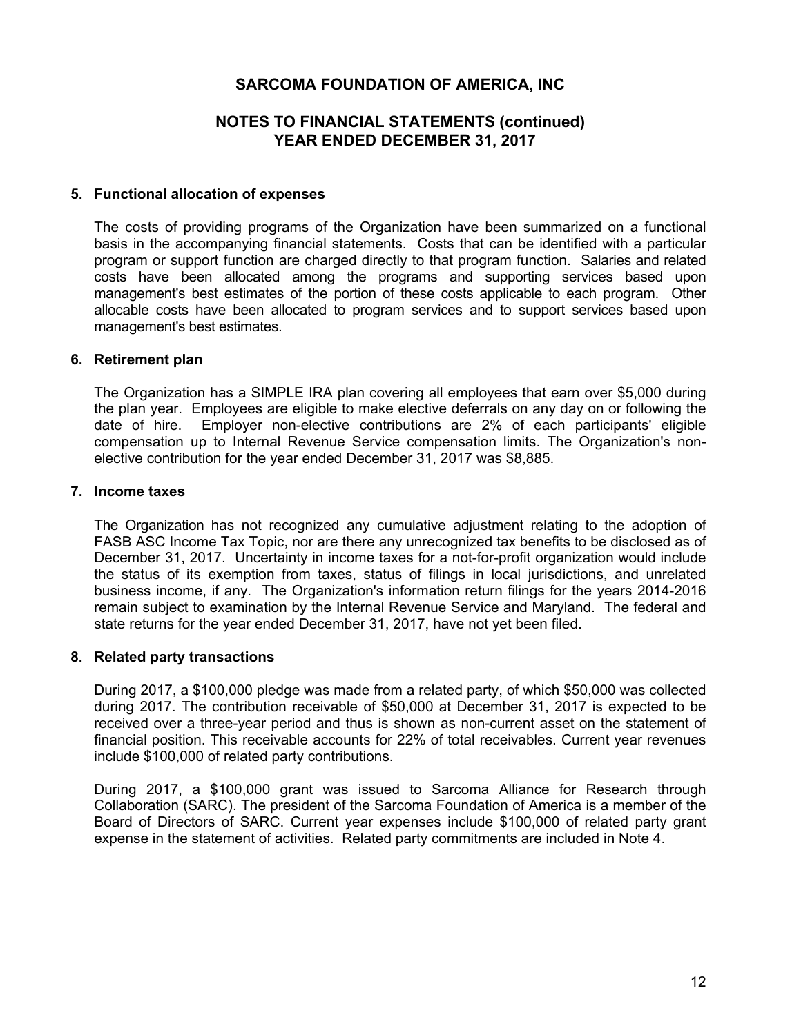# SARCOMA FOUNDATION OF AMERICA, INC

## NOTES TO FINANCIAL STATEMENTS (continued)
## YEAR ENDED DECEMBER 31, 2017

### 5. Functional allocation of expenses

The costs of providing programs of the Organization have been summarized on a functional basis in the accompanying financial statements. Costs that can be identified with a particular program or support function are charged directly to that program function. Salaries and related costs have been allocated among the programs and supporting services based upon management's best estimates of the portion of these costs applicable to each program. Other allocable costs have been allocated to program services and to support services based upon management's best estimates.

### 6. Retirement plan

The Organization has a SIMPLE IRA plan covering all employees that earn over $5,000 during the plan year. Employees are eligible to make elective deferrals on any day on or following the date of hire. Employer non-elective contributions are 2% of each participants' eligible compensation up to Internal Revenue Service compensation limits. The Organization's non-elective contribution for the year ended December 31, 2017 was $8,885.

### 7. Income taxes

The Organization has not recognized any cumulative adjustment relating to the adoption of FASB ASC Income Tax Topic, nor are there any unrecognized tax benefits to be disclosed as of December 31, 2017. Uncertainty in income taxes for a not-for-profit organization would include the status of its exemption from taxes, status of filings in local jurisdictions, and unrelated business income, if any. The Organization's information return filings for the years 2014-2016 remain subject to examination by the Internal Revenue Service and Maryland. The federal and state returns for the year ended December 31, 2017, have not yet been filed.

### 8. Related party transactions

During 2017, a $100,000 pledge was made from a related party, of which $50,000 was collected during 2017. The contribution receivable of $50,000 at December 31, 2017 is expected to be received over a three-year period and thus is shown as non-current asset on the statement of financial position. This receivable accounts for 22% of total receivables. Current year revenues include $100,000 of related party contributions.

During 2017, a $100,000 grant was issued to Sarcoma Alliance for Research through Collaboration (SARC). The president of the Sarcoma Foundation of America is a member of the Board of Directors of SARC. Current year expenses include $100,000 of related party grant expense in the statement of activities. Related party commitments are included in Note 4.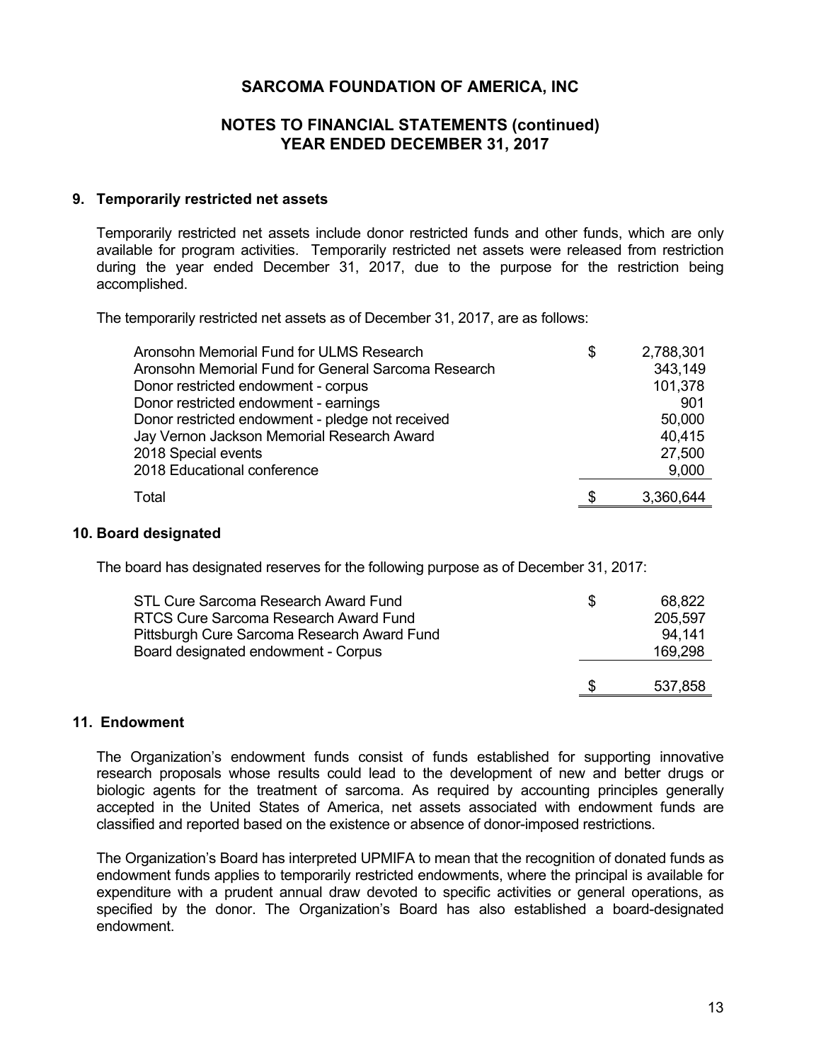# SARCOMA FOUNDATION OF AMERICA, INC

## NOTES TO FINANCIAL STATEMENTS (continued)
## YEAR ENDED DECEMBER 31, 2017

### 9. Temporarily restricted net assets

Temporarily restricted net assets include donor restricted funds and other funds, which are only available for program activities. Temporarily restricted net assets were released from restriction during the year ended December 31, 2017, due to the purpose for the restriction being accomplished.

The temporarily restricted net assets as of December 31, 2017, are as follows:

| | | |
|---|---|---|
| Aronsohn Memorial Fund for ULMS Research | $ | 2,788,301 |
| Aronsohn Memorial Fund for General Sarcoma Research | | 343,149 |
| Donor restricted endowment - corpus | | 101,378 |
| Donor restricted endowment - earnings | | 901 |
| Donor restricted endowment - pledge not received | | 50,000 |
| Jay Vernon Jackson Memorial Research Award | | 40,415 |
| 2018 Special events | | 27,500 |
| 2018 Educational conference | | 9,000 |
| Total | $ | 3,360,644 |

### 10. Board designated

The board has designated reserves for the following purpose as of December 31, 2017:

| | | |
|---|---|---|
| STL Cure Sarcoma Research Award Fund | $ | 68,822 |
| RTCS Cure Sarcoma Research Award Fund | | 205,597 |
| Pittsburgh Cure Sarcoma Research Award Fund | | 94,141 |
| Board designated endowment - Corpus | | 169,298 |
| | $ | 537,858 |

### 11. Endowment

The Organization's endowment funds consist of funds established for supporting innovative research proposals whose results could lead to the development of new and better drugs or biologic agents for the treatment of sarcoma. As required by accounting principles generally accepted in the United States of America, net assets associated with endowment funds are classified and reported based on the existence or absence of donor-imposed restrictions.

The Organization's Board has interpreted UPMIFA to mean that the recognition of donated funds as endowment funds applies to temporarily restricted endowments, where the principal is available for expenditure with a prudent annual draw devoted to specific activities or general operations, as specified by the donor. The Organization's Board has also established a board-designated endowment.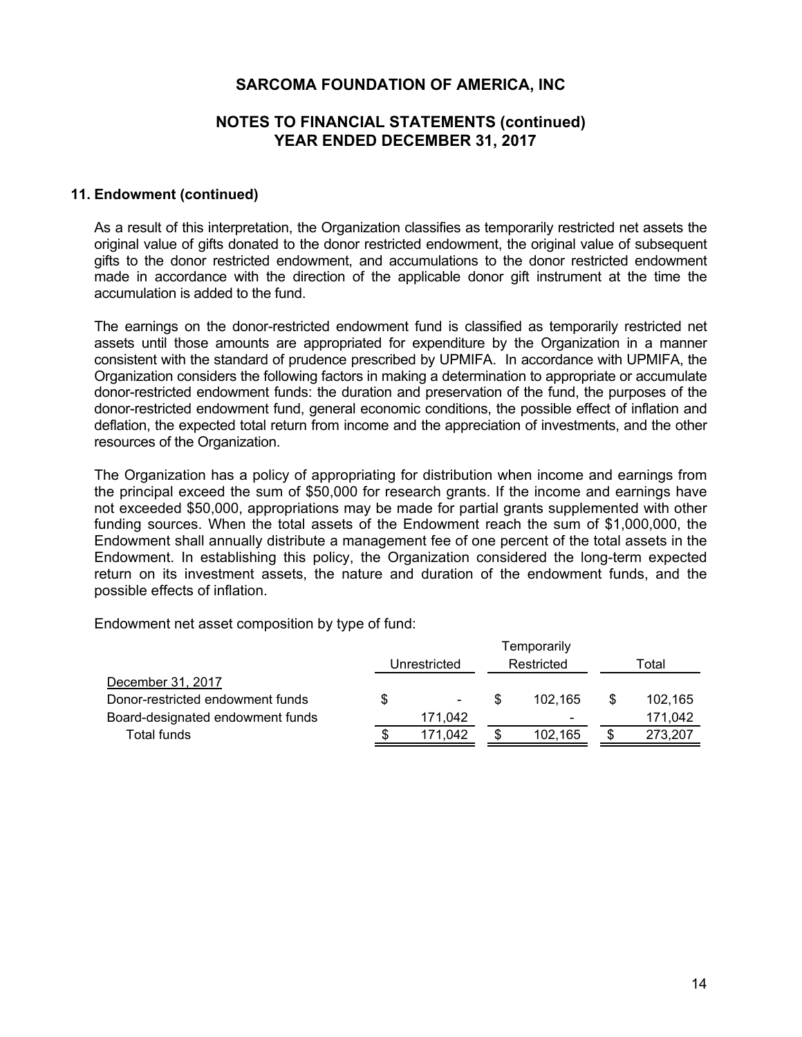# SARCOMA FOUNDATION OF AMERICA, INC

## NOTES TO FINANCIAL STATEMENTS (continued)
## YEAR ENDED DECEMBER 31, 2017

### 11. Endowment (continued)

As a result of this interpretation, the Organization classifies as temporarily restricted net assets the original value of gifts donated to the donor restricted endowment, the original value of subsequent gifts to the donor restricted endowment, and accumulations to the donor restricted endowment made in accordance with the direction of the applicable donor gift instrument at the time the accumulation is added to the fund.

The earnings on the donor-restricted endowment fund is classified as temporarily restricted net assets until those amounts are appropriated for expenditure by the Organization in a manner consistent with the standard of prudence prescribed by UPMIFA. In accordance with UPMIFA, the Organization considers the following factors in making a determination to appropriate or accumulate donor-restricted endowment funds: the duration and preservation of the fund, the purposes of the donor-restricted endowment fund, general economic conditions, the possible effect of inflation and deflation, the expected total return from income and the appreciation of investments, and the other resources of the Organization.

The Organization has a policy of appropriating for distribution when income and earnings from the principal exceed the sum of $50,000 for research grants. If the income and earnings have not exceeded $50,000, appropriations may be made for partial grants supplemented with other funding sources. When the total assets of the Endowment reach the sum of $1,000,000, the Endowment shall annually distribute a management fee of one percent of the total assets in the Endowment. In establishing this policy, the Organization considered the long-term expected return on its investment assets, the nature and duration of the endowment funds, and the possible effects of inflation.

Endowment net asset composition by type of fund:

| | Unrestricted | Temporarily Restricted | Total |
|---|---|---|---|
| December 31, 2017 | | | |
| Donor-restricted endowment funds | $ - | $ 102,165 | $ 102,165 |
| Board-designated endowment funds | 171,042 | - | 171,042 |
| Total funds | $ 171,042 | $ 102,165 | $ 273,207 |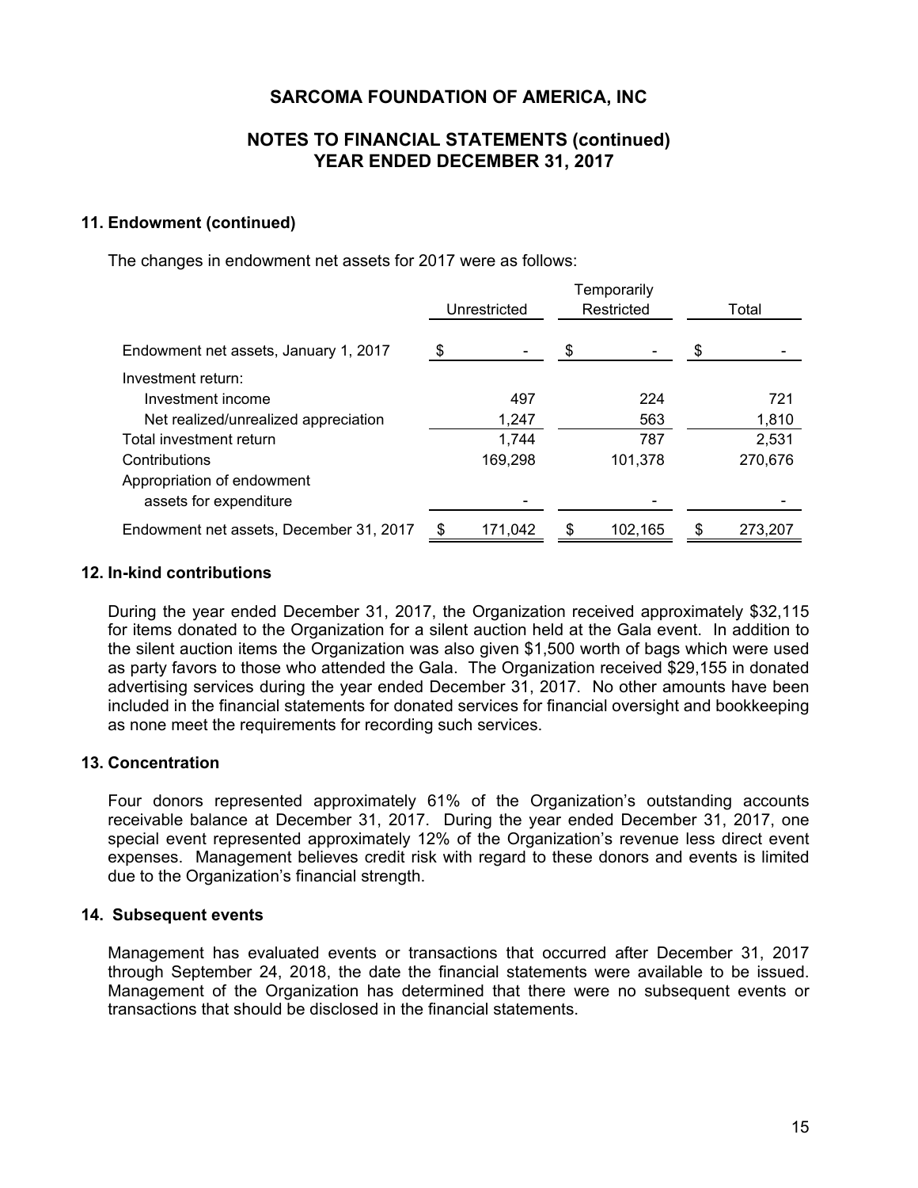# SARCOMA FOUNDATION OF AMERICA, INC

## NOTES TO FINANCIAL STATEMENTS (continued)
## YEAR ENDED DECEMBER 31, 2017

### 11. Endowment (continued)

The changes in endowment net assets for 2017 were as follows:

| | Unrestricted | Temporarily Restricted | Total |
|---|---|---|---|
| Endowment net assets, January 1, 2017 | $ - | $ - | $ - |
| Investment return: | | | |
| Investment income | 497 | 224 | 721 |
| Net realized/unrealized appreciation | 1,247 | 563 | 1,810 |
| Total investment return | 1,744 | 787 | 2,531 |
| Contributions | 169,298 | 101,378 | 270,676 |
| Appropriation of endowment assets for expenditure | - | - | - |
| Endowment net assets, December 31, 2017 | $ 171,042 | $ 102,165 | $ 273,207 |

### 12. In-kind contributions

During the year ended December 31, 2017, the Organization received approximately $32,115 for items donated to the Organization for a silent auction held at the Gala event. In addition to the silent auction items the Organization was also given $1,500 worth of bags which were used as party favors to those who attended the Gala. The Organization received $29,155 in donated advertising services during the year ended December 31, 2017. No other amounts have been included in the financial statements for donated services for financial oversight and bookkeeping as none meet the requirements for recording such services.

### 13. Concentration

Four donors represented approximately 61% of the Organization's outstanding accounts receivable balance at December 31, 2017. During the year ended December 31, 2017, one special event represented approximately 12% of the Organization's revenue less direct event expenses. Management believes credit risk with regard to these donors and events is limited due to the Organization's financial strength.

### 14. Subsequent events

Management has evaluated events or transactions that occurred after December 31, 2017 through September 24, 2018, the date the financial statements were available to be issued. Management of the Organization has determined that there were no subsequent events or transactions that should be disclosed in the financial statements.